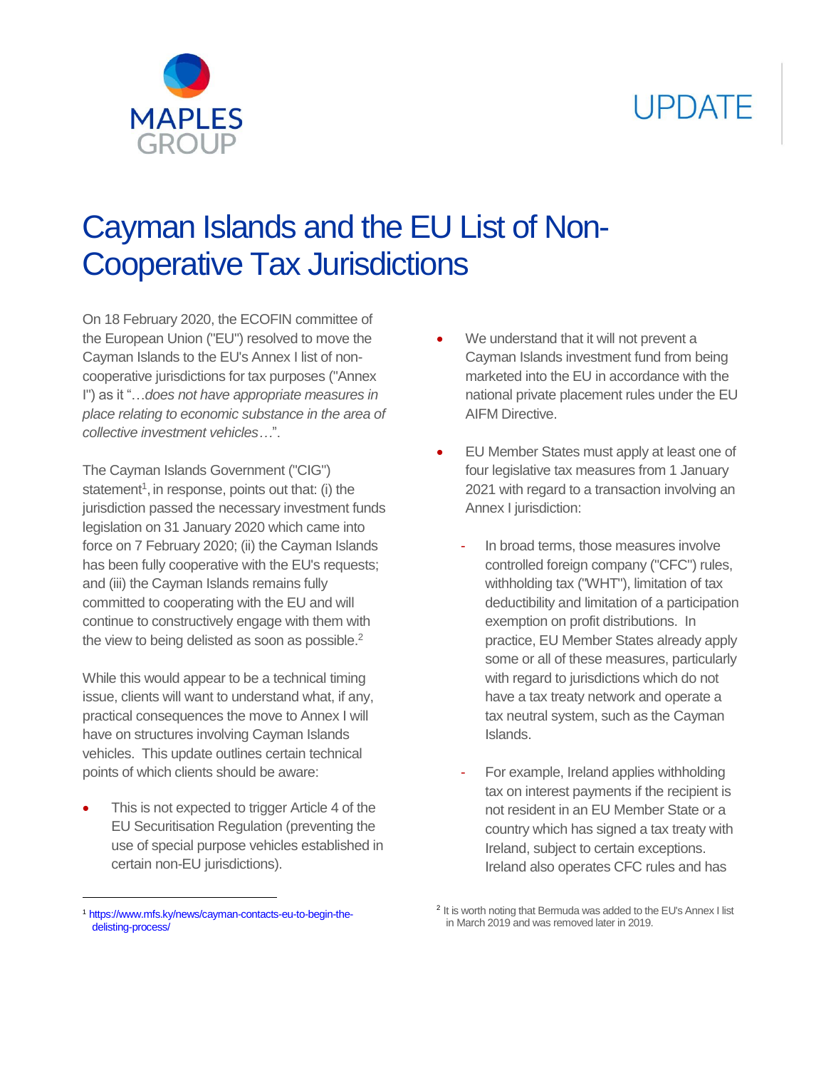# Cayman Islands and the EU List of Non-Cooperative Tax Jurisdictions

On 18 February 2020, the ECOFIN committee of the European Union ("EU") resolved to move the Cayman Islands to the EU's Annex I list of non-cooperative jurisdictions for tax purposes ("Annex I") as it "…*does not have appropriate measures in place relating to economic substance in the area of collective investment vehicles*…".

The Cayman Islands Government ("CIG") statement[1], in response, points out that: (i) the jurisdiction passed the necessary investment funds legislation on 31 January 2020 which came into force on 7 February 2020; (ii) the Cayman Islands has been fully cooperative with the EU's requests; and (iii) the Cayman Islands remains fully committed to cooperating with the EU and will continue to constructively engage with them with the view to being delisted as soon as possible.[2]

While this would appear to be a technical timing issue, clients will want to understand what, if any, practical consequences the move to Annex I will have on structures involving Cayman Islands vehicles. This update outlines certain technical points of which clients should be aware:

- This is not expected to trigger Article 4 of the EU Securitisation Regulation (preventing the use of special purpose vehicles established in certain non-EU jurisdictions).
- We understand that it will not prevent a Cayman Islands investment fund from being marketed into the EU in accordance with the national private placement rules under the EU AIFM Directive.
- EU Member States must apply at least one of four legislative tax measures from 1 January 2021 with regard to a transaction involving an Annex I jurisdiction:
  - In broad terms, those measures involve controlled foreign company ("CFC") rules, withholding tax ("WHT"), limitation of tax deductibility and limitation of a participation exemption on profit distributions. In practice, EU Member States already apply some or all of these measures, particularly with regard to jurisdictions which do not have a tax treaty network and operate a tax neutral system, such as the Cayman Islands.
  - For example, Ireland applies withholding tax on interest payments if the recipient is not resident in an EU Member State or a country which has signed a tax treaty with Ireland, subject to certain exceptions. Ireland also operates CFC rules and has

---

[1] https://www.mfs.ky/news/cayman-contacts-eu-to-begin-the-delisting-process/

[2] It is worth noting that Bermuda was added to the EU's Annex I list in March 2019 and was removed later in 2019.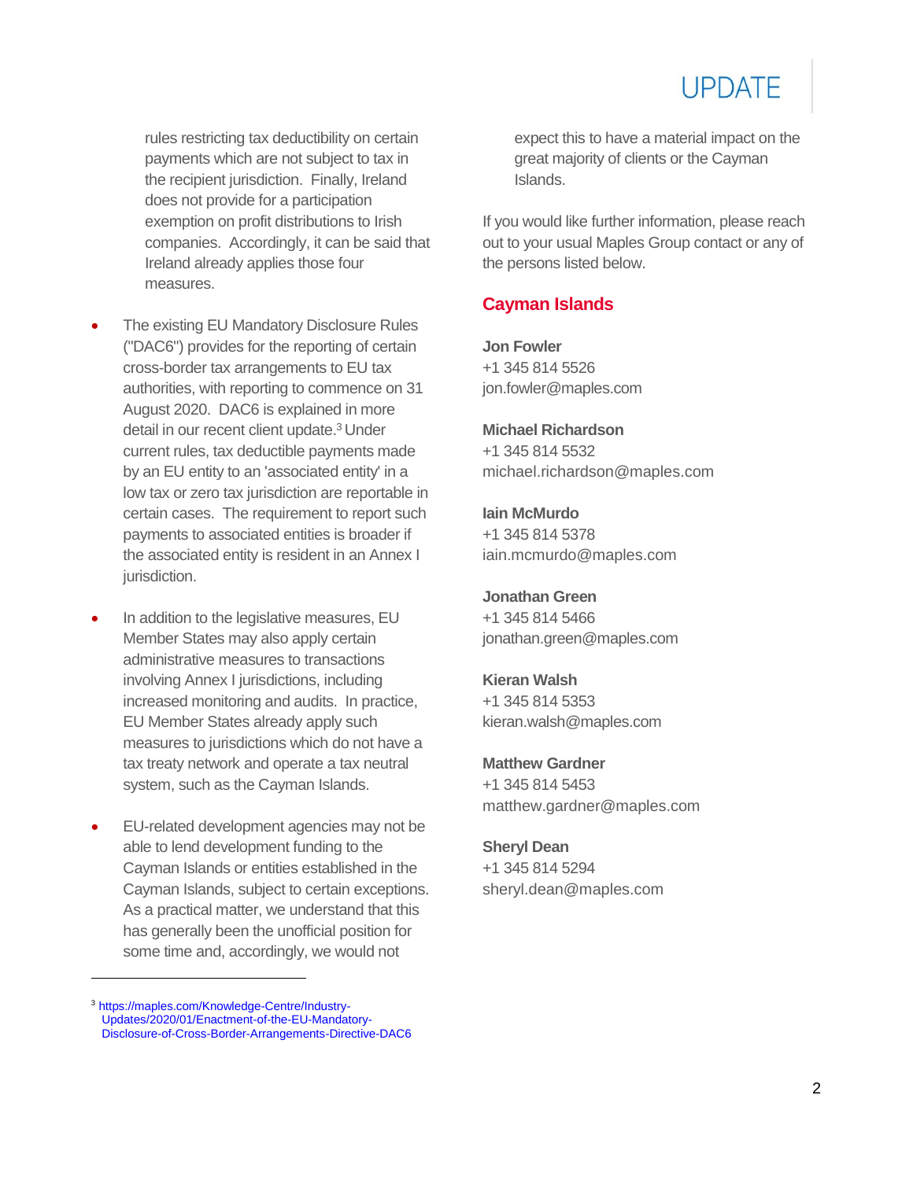rules restricting tax deductibility on certain payments which are not subject to tax in the recipient jurisdiction. Finally, Ireland does not provide for a participation exemption on profit distributions to Irish companies. Accordingly, it can be said that Ireland already applies those four measures.

- The existing EU Mandatory Disclosure Rules ("DAC6") provides for the reporting of certain cross-border tax arrangements to EU tax authorities, with reporting to commence on 31 August 2020. DAC6 is explained in more detail in our recent client update.[3] Under current rules, tax deductible payments made by an EU entity to an 'associated entity' in a low tax or zero tax jurisdiction are reportable in certain cases. The requirement to report such payments to associated entities is broader if the associated entity is resident in an Annex I jurisdiction.

- In addition to the legislative measures, EU Member States may also apply certain administrative measures to transactions involving Annex I jurisdictions, including increased monitoring and audits. In practice, EU Member States already apply such measures to jurisdictions which do not have a tax treaty network and operate a tax neutral system, such as the Cayman Islands.

- EU-related development agencies may not be able to lend development funding to the Cayman Islands or entities established in the Cayman Islands, subject to certain exceptions. As a practical matter, we understand that this has generally been the unofficial position for some time and, accordingly, we would not expect this to have a material impact on the great majority of clients or the Cayman Islands.

If you would like further information, please reach out to your usual Maples Group contact or any of the persons listed below.

## Cayman Islands

**Jon Fowler**
+1 345 814 5526
jon.fowler@maples.com

**Michael Richardson**
+1 345 814 5532
michael.richardson@maples.com

**Iain McMurdo**
+1 345 814 5378
iain.mcmurdo@maples.com

**Jonathan Green**
+1 345 814 5466
jonathan.green@maples.com

**Kieran Walsh**
+1 345 814 5353
kieran.walsh@maples.com

**Matthew Gardner**
+1 345 814 5453
matthew.gardner@maples.com

**Sheryl Dean**
+1 345 814 5294
sheryl.dean@maples.com

---

[3] https://maples.com/Knowledge-Centre/Industry-Updates/2020/01/Enactment-of-the-EU-Mandatory-Disclosure-of-Cross-Border-Arrangements-Directive-DAC6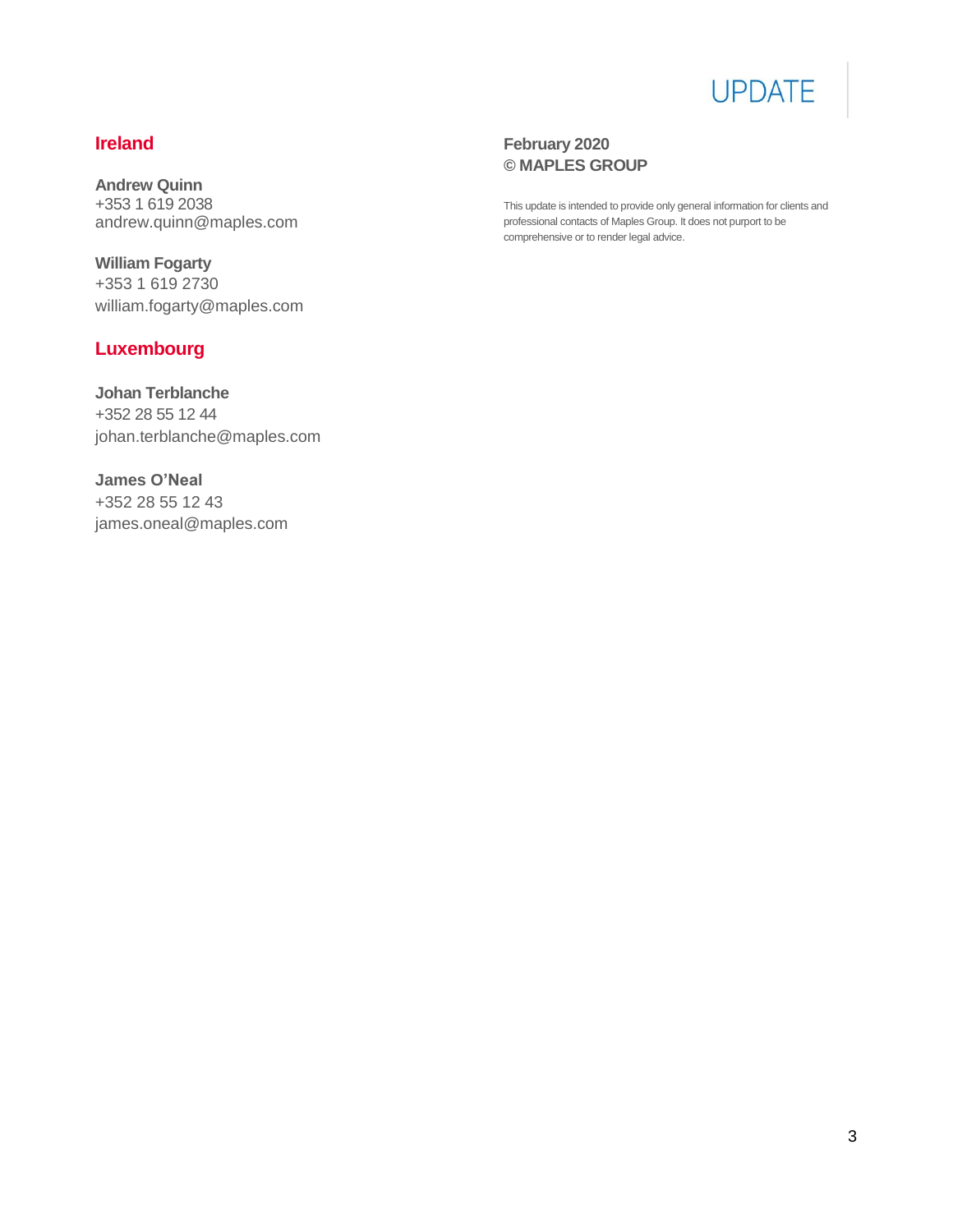## Ireland

**Andrew Quinn**
+353 1 619 2038
andrew.quinn@maples.com

**William Fogarty**
+353 1 619 2730
william.fogarty@maples.com

## Luxembourg

**Johan Terblanche**
+352 28 55 12 44
johan.terblanche@maples.com

**James O'Neal**
+352 28 55 12 43
james.oneal@maples.com

**February 2020**
**© MAPLES GROUP**

This update is intended to provide only general information for clients and professional contacts of Maples Group. It does not purport to be comprehensive or to render legal advice.